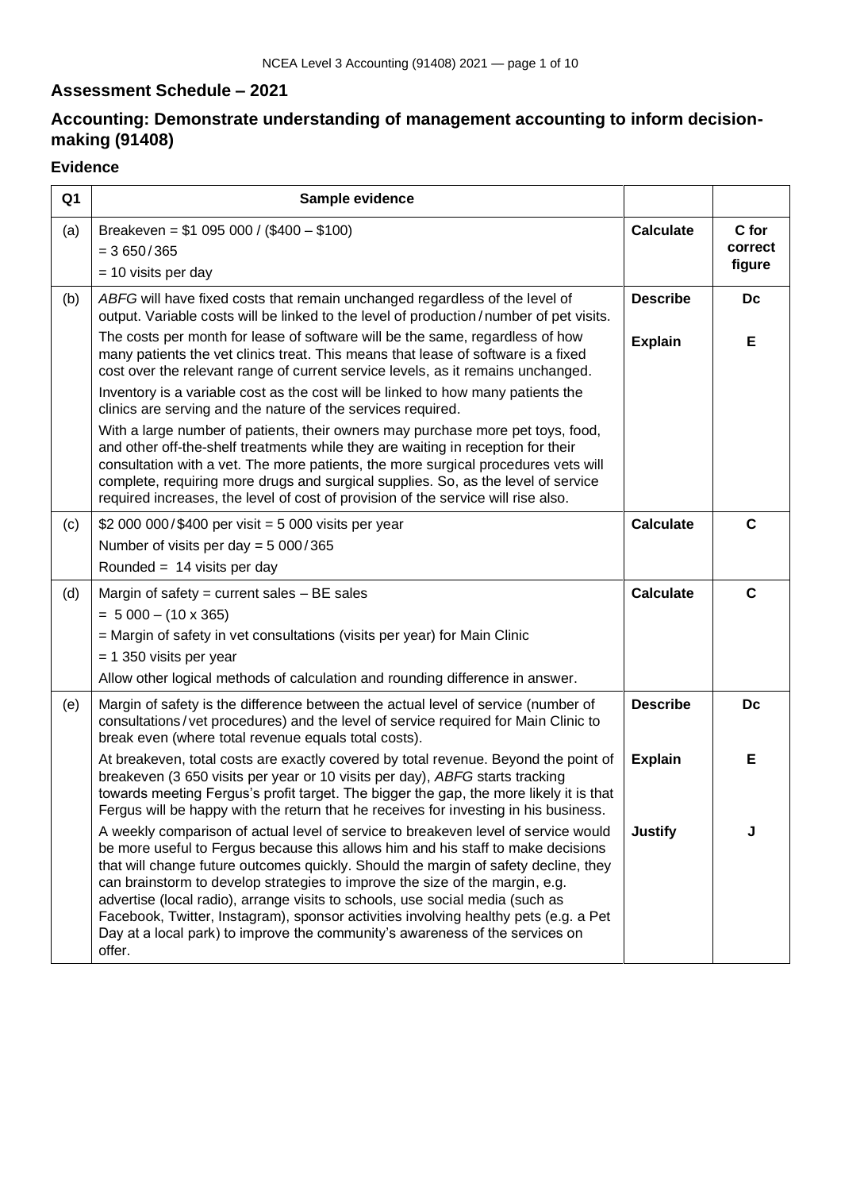## Assessment Schedule – 2021

## Accounting: Demonstrate understanding of management accounting to inform decision-making (91408)

### Evidence

| Q1 | Sample evidence | | |
|---|---|---|---|
| (a) | Breakeven = $1 095 000 / ($400 – $100)<br>= 3 650 / 365<br>= 10 visits per day | **Calculate** | **C for correct figure** |
| (b) | *ABFG* will have fixed costs that remain unchanged regardless of the level of output. Variable costs will be linked to the level of production / number of pet visits. | **Describe** | **Dc** |
| | The costs per month for lease of software will be the same, regardless of how many patients the vet clinics treat. This means that lease of software is a fixed cost over the relevant range of current service levels, as it remains unchanged.<br>Inventory is a variable cost as the cost will be linked to how many patients the clinics are serving and the nature of the services required.<br>With a large number of patients, their owners may purchase more pet toys, food, and other off-the-shelf treatments while they are waiting in reception for their consultation with a vet. The more patients, the more surgical procedures vets will complete, requiring more drugs and surgical supplies. So, as the level of service required increases, the level of cost of provision of the service will rise also. | **Explain** | **E** |
| (c) | $2 000 000 / $400 per visit = 5 000 visits per year<br>Number of visits per day = 5 000 / 365<br>Rounded = 14 visits per day | **Calculate** | **C** |
| (d) | Margin of safety = current sales – BE sales<br>= 5 000 – (10 x 365)<br>= Margin of safety in vet consultations (visits per year) for Main Clinic<br>= 1 350 visits per year<br>Allow other logical methods of calculation and rounding difference in answer. | **Calculate** | **C** |
| (e) | Margin of safety is the difference between the actual level of service (number of consultations / vet procedures) and the level of service required for Main Clinic to break even (where total revenue equals total costs). | **Describe** | **Dc** |
| | At breakeven, total costs are exactly covered by total revenue. Beyond the point of breakeven (3 650 visits per year or 10 visits per day), *ABFG* starts tracking towards meeting Fergus's profit target. The bigger the gap, the more likely it is that Fergus will be happy with the return that he receives for investing in his business. | **Explain** | **E** |
| | A weekly comparison of actual level of service to breakeven level of service would be more useful to Fergus because this allows him and his staff to make decisions that will change future outcomes quickly. Should the margin of safety decline, they can brainstorm to develop strategies to improve the size of the margin, e.g. advertise (local radio), arrange visits to schools, use social media (such as Facebook, Twitter, Instagram), sponsor activities involving healthy pets (e.g. a Pet Day at a local park) to improve the community's awareness of the services on offer. | **Justify** | **J** |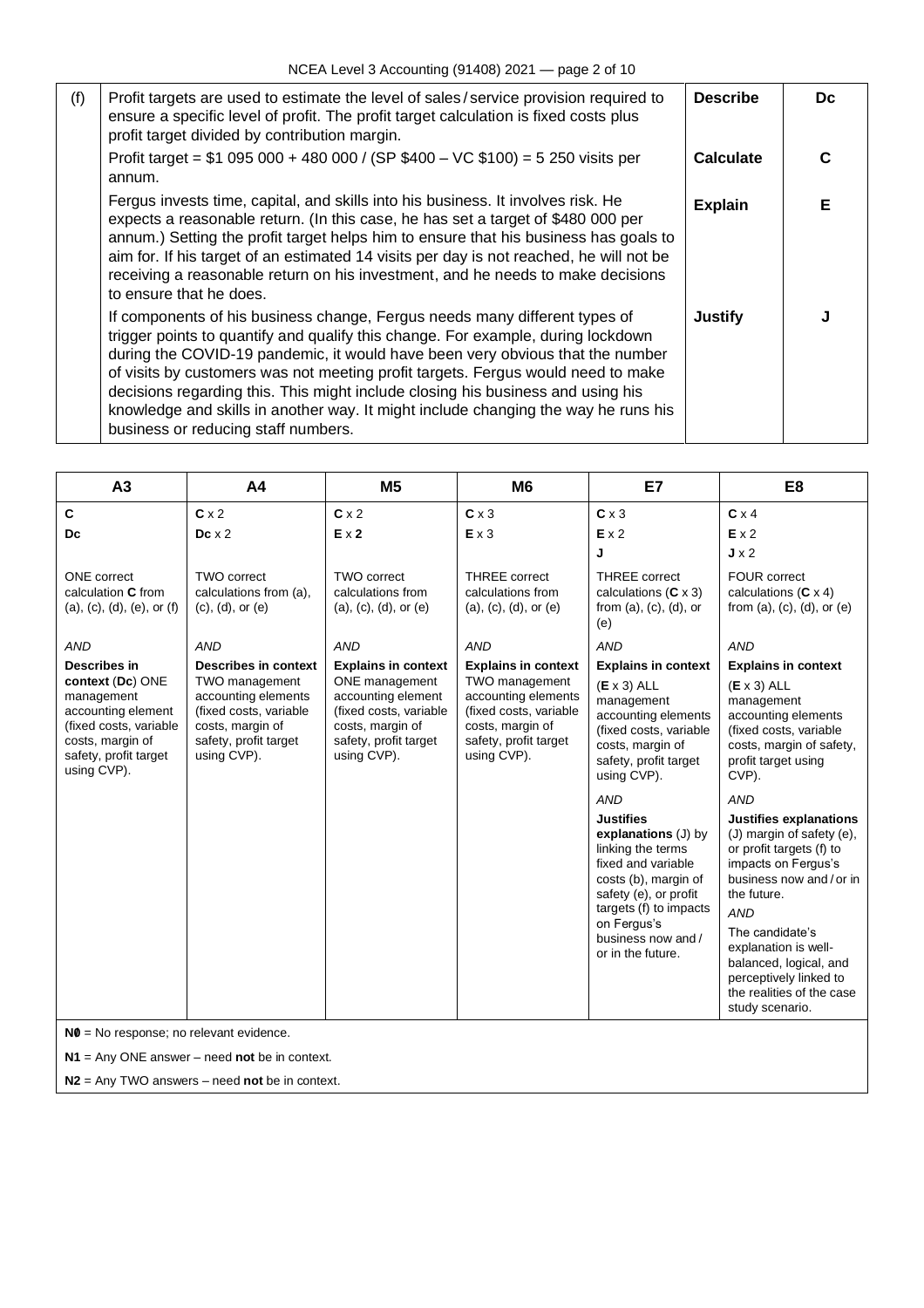| (f) | Profit targets are used to estimate the level of sales / service provision required to ensure a specific level of profit. The profit target calculation is fixed costs plus profit target divided by contribution margin. | **Describe** | **Dc** |
|---|---|---|---|
| | Profit target = $1 095 000 + 480 000 / (SP $400 – VC $100) = 5 250 visits per annum. | **Calculate** | **C** |
| | Fergus invests time, capital, and skills into his business. It involves risk. He expects a reasonable return. (In this case, he has set a target of $480 000 per annum.) Setting the profit target helps him to ensure that his business has goals to aim for. If his target of an estimated 14 visits per day is not reached, he will not be receiving a reasonable return on his investment, and he needs to make decisions to ensure that he does. | **Explain** | **E** |
| | If components of his business change, Fergus needs many different types of trigger points to quantify and qualify this change. For example, during lockdown during the COVID-19 pandemic, it would have been very obvious that the number of visits by customers was not meeting profit targets. Fergus would need to make decisions regarding this. This might include closing his business and using his knowledge and skills in another way. It might include changing the way he runs his business or reducing staff numbers. | **Justify** | **J** |

| A3 | A4 | M5 | M6 | E7 | E8 |
|---|---|---|---|---|---|
| **C**<br>**Dc** | **C** x 2<br>**Dc** x 2 | **C** x 2<br>**E** x **2** | **C** x 3<br>**E** x 3 | **C** x 3<br>**E** x 2<br>**J** | **C** x 4<br>**E** x 2<br>**J** x 2 |
| ONE correct calculation **C** from (a), (c), (d), (e), or (f)<br><br>*AND*<br><br>**Describes in context** (**Dc**) ONE management accounting element (fixed costs, variable costs, margin of safety, profit target using CVP). | TWO correct calculations from (a), (c), (d), or (e)<br><br>*AND*<br><br>**Describes in context** TWO management accounting elements (fixed costs, variable costs, margin of safety, profit target using CVP). | TWO correct calculations from (a), (c), (d), or (e)<br><br>*AND*<br><br>**Explains in context** ONE management accounting element (fixed costs, variable costs, margin of safety, profit target using CVP). | THREE correct calculations from (a), (c), (d), or (e)<br><br>*AND*<br><br>**Explains in context** TWO management accounting elements (fixed costs, variable costs, margin of safety, profit target using CVP). | THREE correct calculations (**C** x 3) from (a), (c), (d), or (e)<br><br>*AND*<br><br>**Explains in context** (**E** x 3) ALL management accounting elements (fixed costs, variable costs, margin of safety, profit target using CVP).<br><br>*AND*<br><br>**Justifies explanations** (J) by linking the terms fixed and variable costs (b), margin of safety (e), or profit targets (f) to impacts on Fergus's business now and / or in the future. | FOUR correct calculations (**C** x 4) from (a), (c), (d), or (e)<br><br>*AND*<br><br>**Explains in context** (**E** x 3) ALL management accounting elements (fixed costs, variable costs, margin of safety, profit target using CVP).<br><br>*AND*<br><br>**Justifies explanations** (J) margin of safety (e), or profit targets (f) to impacts on Fergus's business now and / or in the future.<br><br>*AND*<br><br>The candidate's explanation is well-balanced, logical, and perceptively linked to the realities of the case study scenario. |

**N0** = No response; no relevant evidence.

**N1** = Any ONE answer – need **not** be in context.

**N2** = Any TWO answers – need **not** be in context.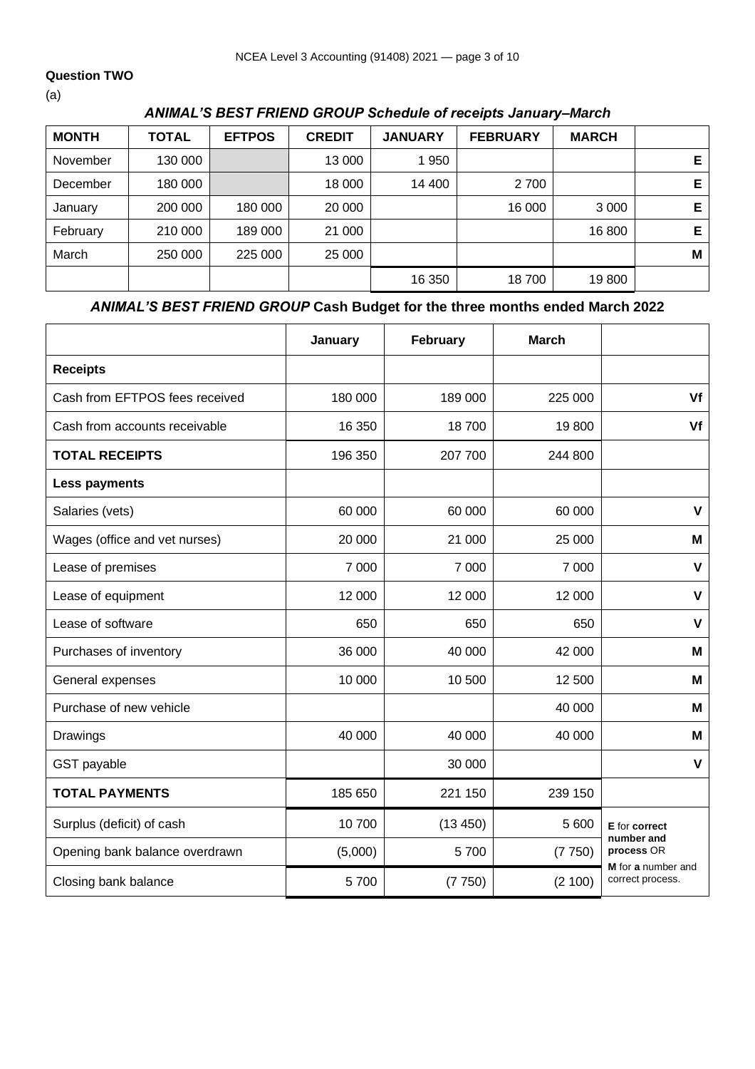**Question TWO**

(a)

### *ANIMAL'S BEST FRIEND GROUP Schedule of receipts January–March*

| MONTH | TOTAL | EFTPOS | CREDIT | JANUARY | FEBRUARY | MARCH | |
|---|---|---|---|---|---|---|---|
| November | 130 000 | | 13 000 | 1 950 | | | E |
| December | 180 000 | | 18 000 | 14 400 | 2 700 | | E |
| January | 200 000 | 180 000 | 20 000 | | 16 000 | 3 000 | E |
| February | 210 000 | 189 000 | 21 000 | | | 16 800 | E |
| March | 250 000 | 225 000 | 25 000 | | | | M |
| | | | | 16 350 | 18 700 | 19 800 | |

### *ANIMAL'S BEST FRIEND GROUP* Cash Budget for the three months ended March 2022

| | January | February | March | |
|---|---|---|---|---|
| **Receipts** | | | | |
| Cash from EFTPOS fees received | 180 000 | 189 000 | 225 000 | Vf |
| Cash from accounts receivable | 16 350 | 18 700 | 19 800 | Vf |
| **TOTAL RECEIPTS** | 196 350 | 207 700 | 244 800 | |
| **Less payments** | | | | |
| Salaries (vets) | 60 000 | 60 000 | 60 000 | V |
| Wages (office and vet nurses) | 20 000 | 21 000 | 25 000 | M |
| Lease of premises | 7 000 | 7 000 | 7 000 | V |
| Lease of equipment | 12 000 | 12 000 | 12 000 | V |
| Lease of software | 650 | 650 | 650 | V |
| Purchases of inventory | 36 000 | 40 000 | 42 000 | M |
| General expenses | 10 000 | 10 500 | 12 500 | M |
| Purchase of new vehicle | | | 40 000 | M |
| Drawings | 40 000 | 40 000 | 40 000 | M |
| GST payable | | 30 000 | | V |
| **TOTAL PAYMENTS** | 185 650 | 221 150 | 239 150 | |
| Surplus (deficit) of cash | 10 700 | (13 450) | 5 600 | **E** for **correct number and process** OR **M** for **a** number and correct process. |
| Opening bank balance overdrawn | (5,000) | 5 700 | (7 750) | |
| Closing bank balance | 5 700 | (7 750) | (2 100) | |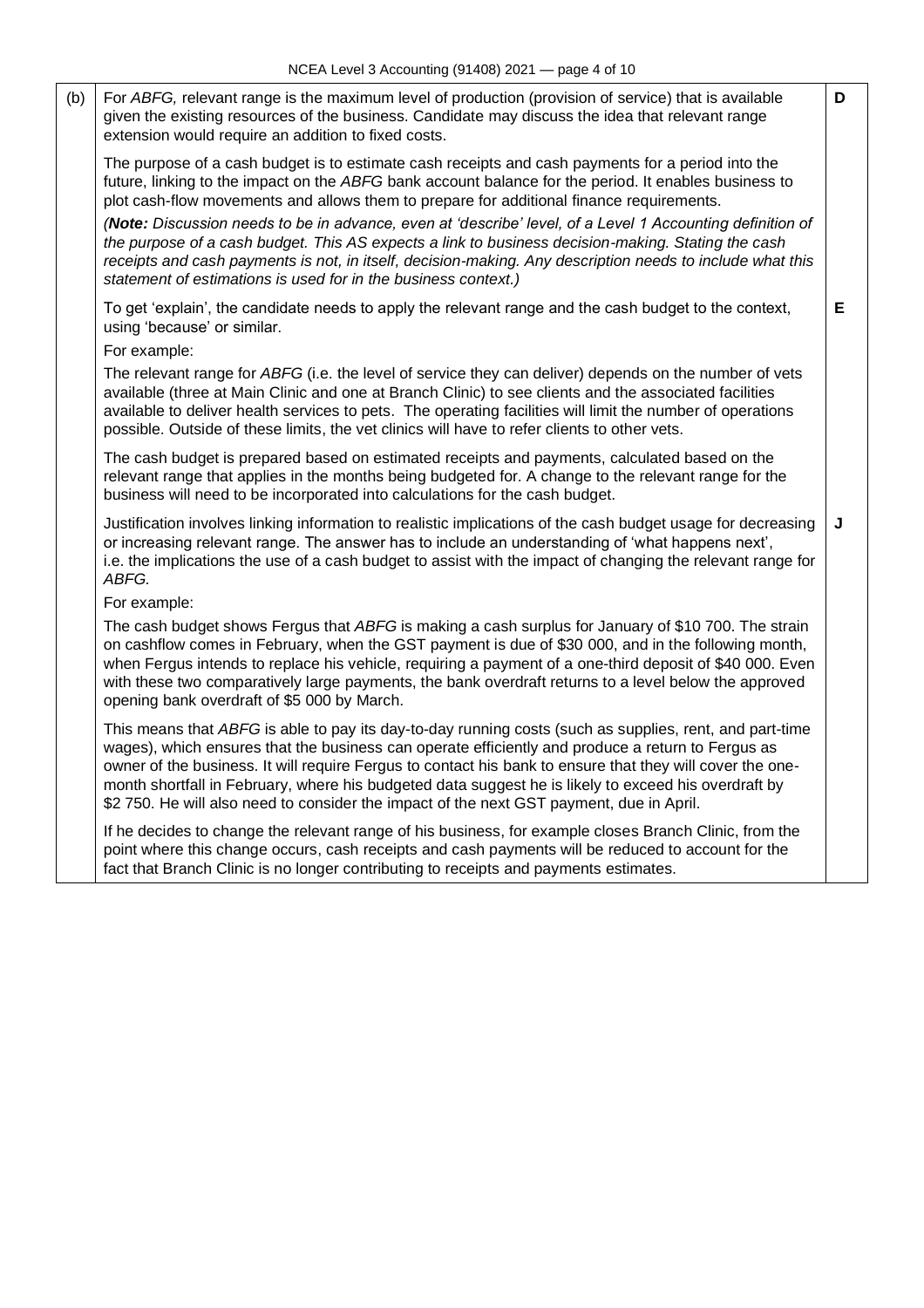| | | |
|---|---|---|
| (b) | For *ABFG,* relevant range is the maximum level of production (provision of service) that is available given the existing resources of the business. Candidate may discuss the idea that relevant range extension would require an addition to fixed costs.<br><br>The purpose of a cash budget is to estimate cash receipts and cash payments for a period into the future, linking to the impact on the *ABFG* bank account balance for the period. It enables business to plot cash-flow movements and allows them to prepare for additional finance requirements.<br><br>*(**Note:** Discussion needs to be in advance, even at 'describe' level, of a Level 1 Accounting definition of the purpose of a cash budget. This AS expects a link to business decision-making. Stating the cash receipts and cash payments is not, in itself, decision-making. Any description needs to include what this statement of estimations is used for in the business context.)* | D |
| | To get 'explain', the candidate needs to apply the relevant range and the cash budget to the context, using 'because' or similar.<br><br>For example:<br><br>The relevant range for *ABFG* (i.e. the level of service they can deliver) depends on the number of vets available (three at Main Clinic and one at Branch Clinic) to see clients and the associated facilities available to deliver health services to pets. The operating facilities will limit the number of operations possible. Outside of these limits, the vet clinics will have to refer clients to other vets.<br><br>The cash budget is prepared based on estimated receipts and payments, calculated based on the relevant range that applies in the months being budgeted for. A change to the relevant range for the business will need to be incorporated into calculations for the cash budget. | E |
| | Justification involves linking information to realistic implications of the cash budget usage for decreasing or increasing relevant range. The answer has to include an understanding of 'what happens next', i.e. the implications the use of a cash budget to assist with the impact of changing the relevant range for *ABFG.*<br><br>For example:<br><br>The cash budget shows Fergus that *ABFG* is making a cash surplus for January of $10 700. The strain on cashflow comes in February, when the GST payment is due of $30 000, and in the following month, when Fergus intends to replace his vehicle, requiring a payment of a one-third deposit of $40 000. Even with these two comparatively large payments, the bank overdraft returns to a level below the approved opening bank overdraft of $5 000 by March.<br><br>This means that *ABFG* is able to pay its day-to-day running costs (such as supplies, rent, and part-time wages), which ensures that the business can operate efficiently and produce a return to Fergus as owner of the business. It will require Fergus to contact his bank to ensure that they will cover the one-month shortfall in February, where his budgeted data suggest he is likely to exceed his overdraft by $2 750. He will also need to consider the impact of the next GST payment, due in April.<br><br>If he decides to change the relevant range of his business, for example closes Branch Clinic, from the point where this change occurs, cash receipts and cash payments will be reduced to account for the fact that Branch Clinic is no longer contributing to receipts and payments estimates. | J |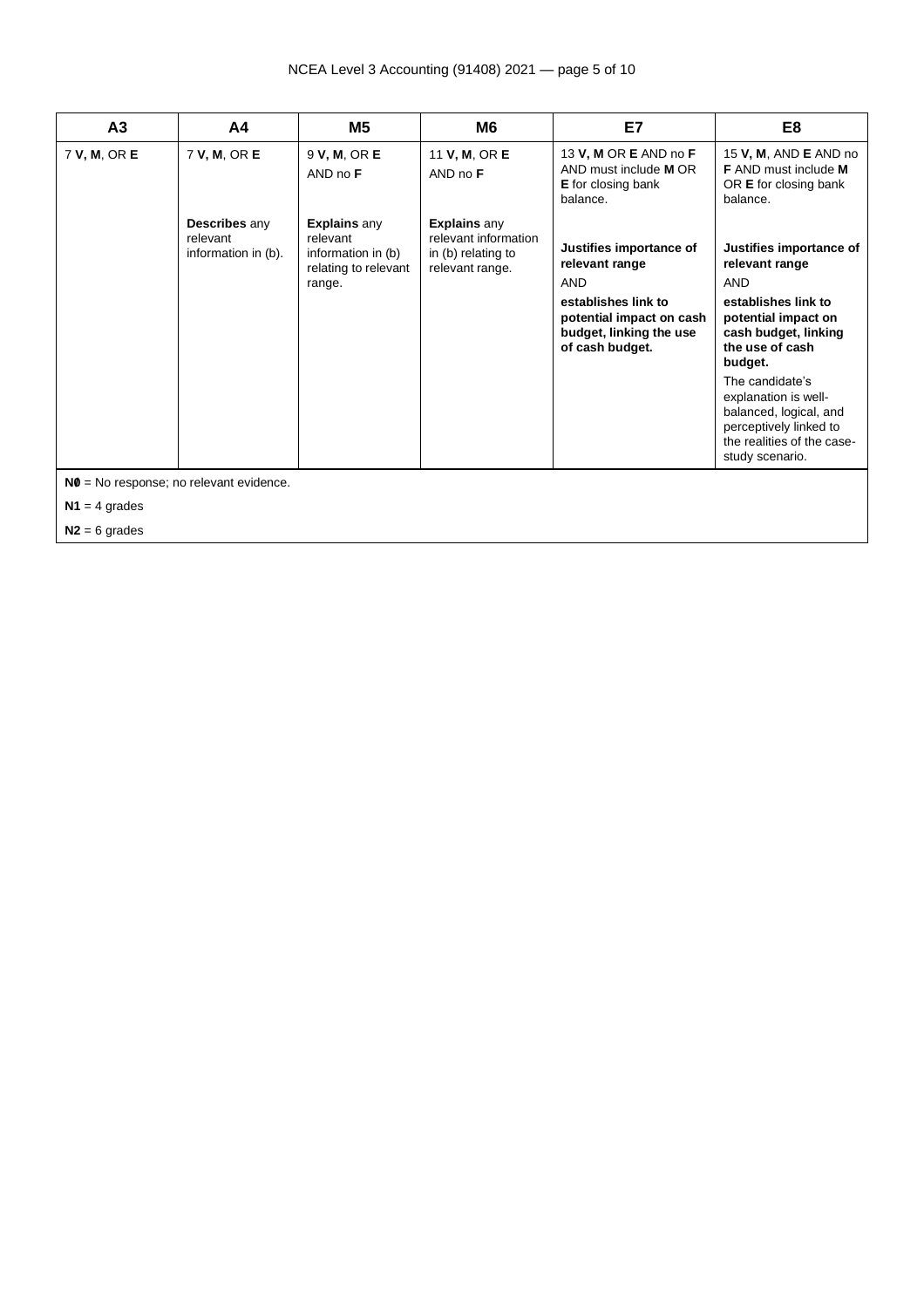| A3 | A4 | M5 | M6 | E7 | E8 |
|---|---|---|---|---|---|
| 7 **V, M**, OR **E** | 7 **V, M**, OR **E**<br><br>**Describes** any relevant information in (b). | 9 **V, M**, OR **E** AND no **F**<br><br>**Explains** any relevant information in (b) relating to relevant range. | 11 **V, M**, OR **E** AND no **F**<br><br>**Explains** any relevant information in (b) relating to relevant range. | 13 **V, M** OR **E** AND no **F** AND must include **M** OR **E** for closing bank balance.<br><br>**Justifies importance of relevant range**<br>AND<br>**establishes link to potential impact on cash budget, linking the use of cash budget.** | 15 **V, M**, AND **E** AND no **F** AND must include **M** OR **E** for closing bank balance.<br><br>**Justifies importance of relevant range**<br>AND<br>**establishes link to potential impact on cash budget, linking the use of cash budget.**<br>The candidate's explanation is well-balanced, logical, and perceptively linked to the realities of the case-study scenario. |

**N0** = No response; no relevant evidence.

**N1** = 4 grades

**N2** = 6 grades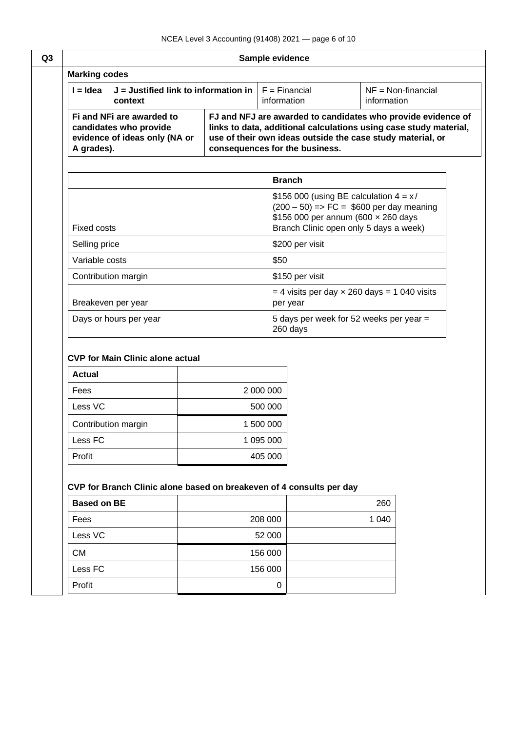| Q3 | Sample evidence |
|---|---|

**Marking codes**

| I = Idea | J = Justified link to information in context | F = Financial information | NF = Non-financial information |
|---|---|---|---|
| **Fi and NFi are awarded to candidates who provide evidence of ideas only (NA or A grades).** | **FJ and NFJ are awarded to candidates who provide evidence of links to data, additional calculations using case study material, use of their own ideas outside the case study material, or consequences for the business.** | | |

| | **Branch** |
|---|---|
| Fixed costs | \$156 000 (using BE calculation 4 = x / (200 – 50) => FC = \$600 per day meaning \$156 000 per annum (600 × 260 days Branch Clinic open only 5 days a week) |
| Selling price | \$200 per visit |
| Variable costs | \$50 |
| Contribution margin | \$150 per visit |
| Breakeven per year | = 4 visits per day × 260 days = 1 040 visits per year |
| Days or hours per year | 5 days per week for 52 weeks per year = 260 days |

**CVP for Main Clinic alone actual**

| **Actual** | |
|---|---|
| Fees | 2 000 000 |
| Less VC | 500 000 |
| Contribution margin | 1 500 000 |
| Less FC | 1 095 000 |
| Profit | 405 000 |

**CVP for Branch Clinic alone based on breakeven of 4 consults per day**

| **Based on BE** | | 260 |
|---|---|---|
| Fees | 208 000 | 1 040 |
| Less VC | 52 000 | |
| CM | 156 000 | |
| Less FC | 156 000 | |
| Profit | 0 | |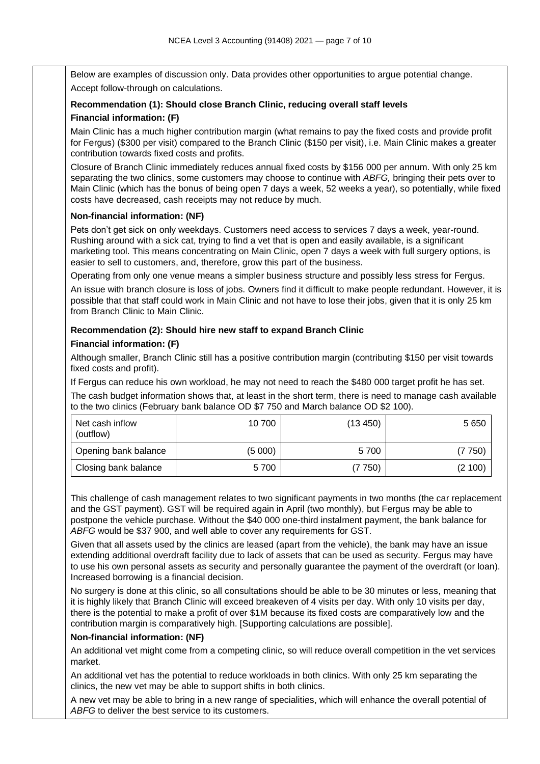Below are examples of discussion only. Data provides other opportunities to argue potential change.

Accept follow-through on calculations.

**Recommendation (1): Should close Branch Clinic, reducing overall staff levels**

**Financial information: (F)**

Main Clinic has a much higher contribution margin (what remains to pay the fixed costs and provide profit for Fergus) ($300 per visit) compared to the Branch Clinic ($150 per visit), i.e. Main Clinic makes a greater contribution towards fixed costs and profits.

Closure of Branch Clinic immediately reduces annual fixed costs by $156 000 per annum. With only 25 km separating the two clinics, some customers may choose to continue with *ABFG,* bringing their pets over to Main Clinic (which has the bonus of being open 7 days a week, 52 weeks a year), so potentially, while fixed costs have decreased, cash receipts may not reduce by much.

**Non-financial information: (NF)**

Pets don't get sick on only weekdays. Customers need access to services 7 days a week, year-round. Rushing around with a sick cat, trying to find a vet that is open and easily available, is a significant marketing tool. This means concentrating on Main Clinic, open 7 days a week with full surgery options, is easier to sell to customers, and, therefore, grow this part of the business.

Operating from only one venue means a simpler business structure and possibly less stress for Fergus.

An issue with branch closure is loss of jobs. Owners find it difficult to make people redundant. However, it is possible that that staff could work in Main Clinic and not have to lose their jobs, given that it is only 25 km from Branch Clinic to Main Clinic.

**Recommendation (2): Should hire new staff to expand Branch Clinic**

**Financial information: (F)**

Although smaller, Branch Clinic still has a positive contribution margin (contributing $150 per visit towards fixed costs and profit).

If Fergus can reduce his own workload, he may not need to reach the $480 000 target profit he has set.

The cash budget information shows that, at least in the short term, there is need to manage cash available to the two clinics (February bank balance OD $7 750 and March balance OD $2 100).

| | | | |
|---|---|---|---|
| Net cash inflow (outflow) | 10 700 | (13 450) | 5 650 |
| Opening bank balance | (5 000) | 5 700 | (7 750) |
| Closing bank balance | 5 700 | (7 750) | (2 100) |

This challenge of cash management relates to two significant payments in two months (the car replacement and the GST payment). GST will be required again in April (two monthly), but Fergus may be able to postpone the vehicle purchase. Without the $40 000 one-third instalment payment, the bank balance for *ABFG* would be $37 900, and well able to cover any requirements for GST.

Given that all assets used by the clinics are leased (apart from the vehicle), the bank may have an issue extending additional overdraft facility due to lack of assets that can be used as security. Fergus may have to use his own personal assets as security and personally guarantee the payment of the overdraft (or loan). Increased borrowing is a financial decision.

No surgery is done at this clinic, so all consultations should be able to be 30 minutes or less, meaning that it is highly likely that Branch Clinic will exceed breakeven of 4 visits per day. With only 10 visits per day, there is the potential to make a profit of over $1M because its fixed costs are comparatively low and the contribution margin is comparatively high. [Supporting calculations are possible].

**Non-financial information: (NF)**

An additional vet might come from a competing clinic, so will reduce overall competition in the vet services market.

An additional vet has the potential to reduce workloads in both clinics. With only 25 km separating the clinics, the new vet may be able to support shifts in both clinics.

A new vet may be able to bring in a new range of specialities, which will enhance the overall potential of *ABFG* to deliver the best service to its customers.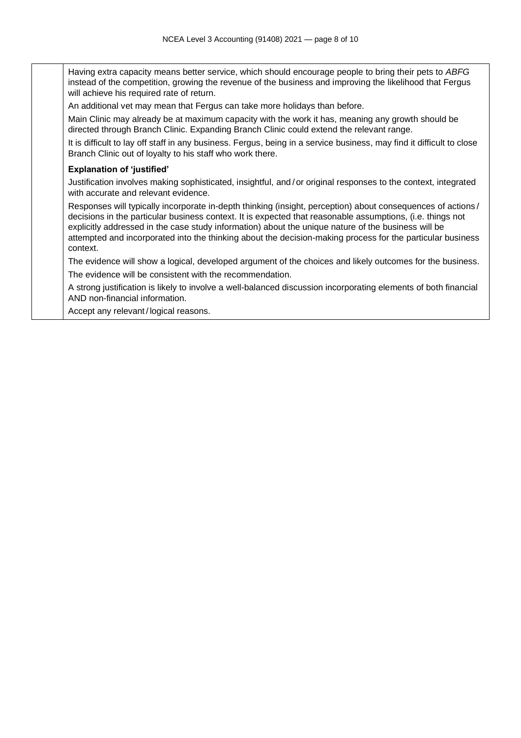Having extra capacity means better service, which should encourage people to bring their pets to *ABFG* instead of the competition, growing the revenue of the business and improving the likelihood that Fergus will achieve his required rate of return.

An additional vet may mean that Fergus can take more holidays than before.

Main Clinic may already be at maximum capacity with the work it has, meaning any growth should be directed through Branch Clinic. Expanding Branch Clinic could extend the relevant range.

It is difficult to lay off staff in any business. Fergus, being in a service business, may find it difficult to close Branch Clinic out of loyalty to his staff who work there.

**Explanation of 'justified'**

Justification involves making sophisticated, insightful, and / or original responses to the context, integrated with accurate and relevant evidence.

Responses will typically incorporate in-depth thinking (insight, perception) about consequences of actions / decisions in the particular business context. It is expected that reasonable assumptions, (i.e. things not explicitly addressed in the case study information) about the unique nature of the business will be attempted and incorporated into the thinking about the decision-making process for the particular business context.

The evidence will show a logical, developed argument of the choices and likely outcomes for the business.

The evidence will be consistent with the recommendation.

A strong justification is likely to involve a well-balanced discussion incorporating elements of both financial AND non-financial information.

Accept any relevant / logical reasons.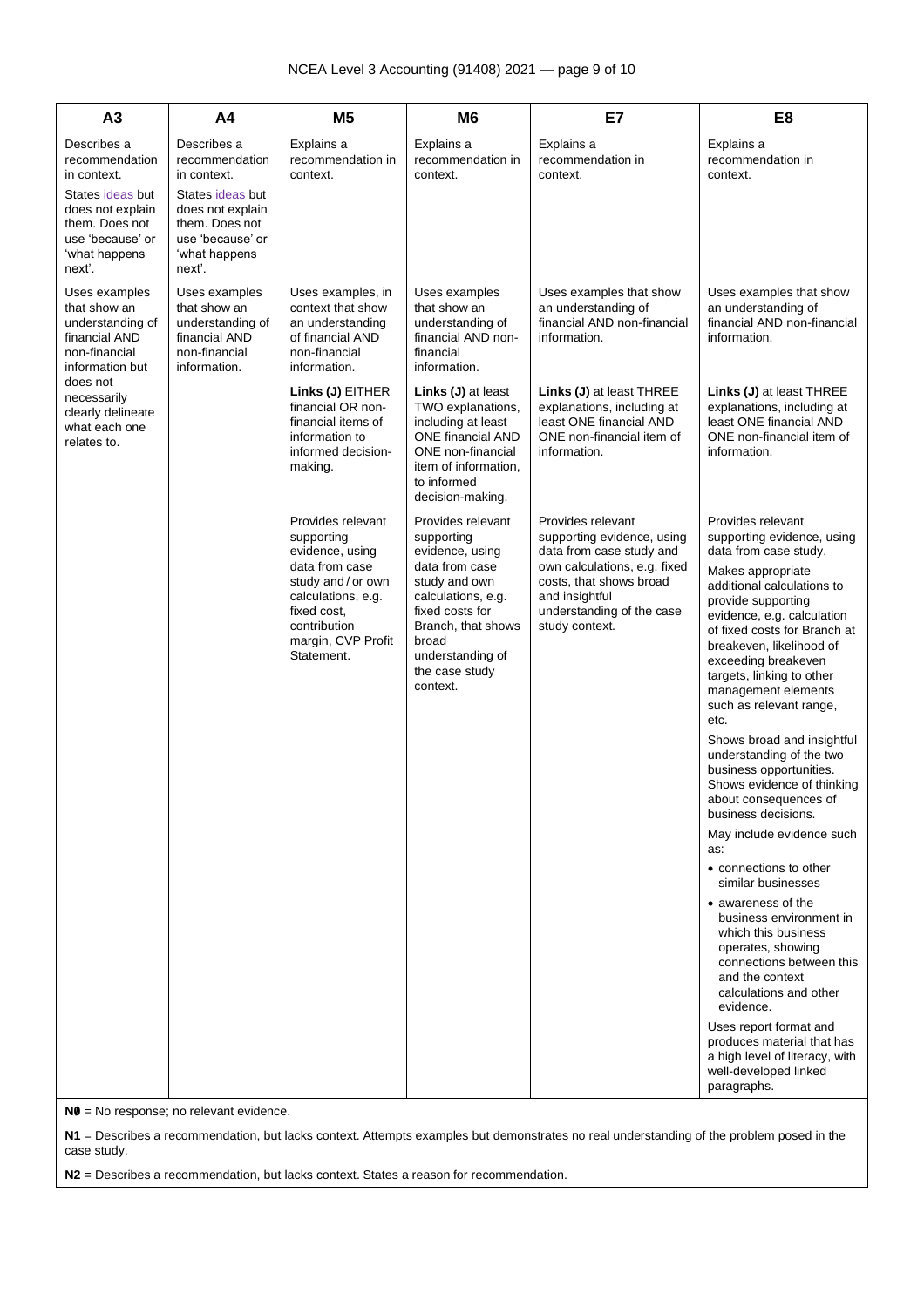| A3 | A4 | M5 | M6 | E7 | E8 |
|---|---|---|---|---|---|
| Describes a recommendation in context.<br><br>States ideas but does not explain them. Does not use 'because' or 'what happens next'.<br><br>Uses examples that show an understanding of financial AND non-financial information but does not necessarily clearly delineate what each one relates to. | Describes a recommendation in context.<br><br>States ideas but does not explain them. Does not use 'because' or 'what happens next'.<br><br>Uses examples that show an understanding of financial AND non-financial information. | Explains a recommendation in context.<br><br>Uses examples, in context that show an understanding of financial AND non-financial information.<br><br>**Links (J)** EITHER financial OR non-financial items of information to informed decision-making.<br><br>Provides relevant supporting evidence, using data from case study and / or own calculations, e.g. fixed cost, contribution margin, CVP Profit Statement. | Explains a recommendation in context.<br><br>Uses examples that show an understanding of financial AND non-financial information.<br><br>**Links (J)** at least TWO explanations, including at least ONE financial AND ONE non-financial item of information, to informed decision-making.<br><br>Provides relevant supporting evidence, using data from case study and own calculations, e.g. fixed costs for Branch, that shows broad understanding of the case study context. | Explains a recommendation in context.<br><br>Uses examples that show an understanding of financial AND non-financial information.<br><br>**Links (J)** at least THREE explanations, including at least ONE financial AND least ONE non-financial item of information.<br><br>Provides relevant supporting evidence, using data from case study and own calculations, e.g. fixed costs, that shows broad and insightful understanding of the case study context. | Explains a recommendation in context.<br><br>Uses examples that show an understanding of financial AND non-financial information.<br><br>**Links (J)** at least THREE explanations, including at least ONE financial AND least ONE non-financial item of information.<br><br>Provides relevant supporting evidence, using data from case study.<br><br>Makes appropriate additional calculations to provide supporting evidence, e.g. calculation of fixed costs for Branch at breakeven, likelihood of exceeding breakeven targets, linking to other management elements such as relevant range, etc.<br><br>Shows broad and insightful understanding of the two business opportunities. Shows evidence of thinking about consequences of business decisions.<br><br>May include evidence such as:<br><br>• connections to other similar businesses<br><br>• awareness of the business environment in which this business operates, showing connections between this and the context calculations and other evidence.<br><br>Uses report format and produces material that has a high level of literacy, with well-developed linked paragraphs. |

**N0** = No response; no relevant evidence.

**N1** = Describes a recommendation, but lacks context. Attempts examples but demonstrates no real understanding of the problem posed in the case study.

**N2** = Describes a recommendation, but lacks context. States a reason for recommendation.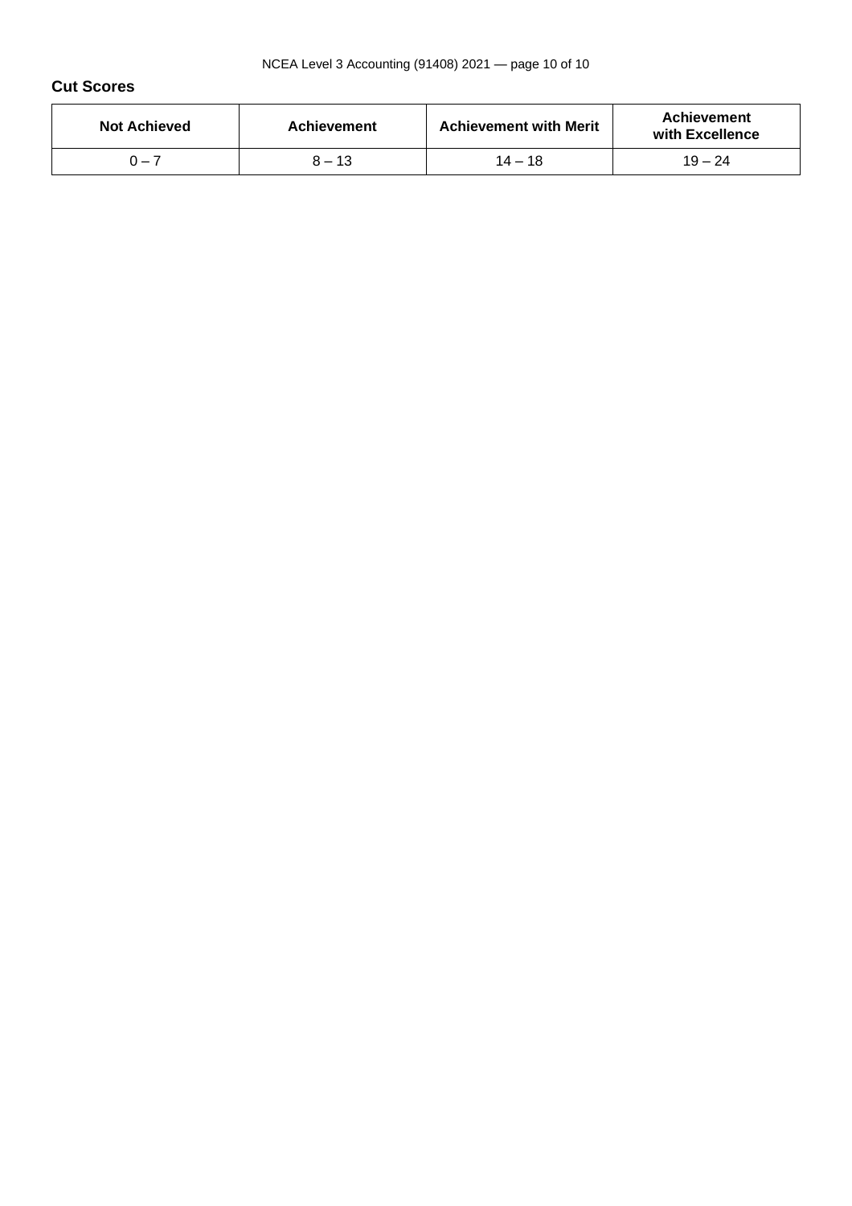## Cut Scores

| Not Achieved | Achievement | Achievement with Merit | Achievement with Excellence |
|---|---|---|---|
| 0 – 7 | 8 – 13 | 14 – 18 | 19 – 24 |